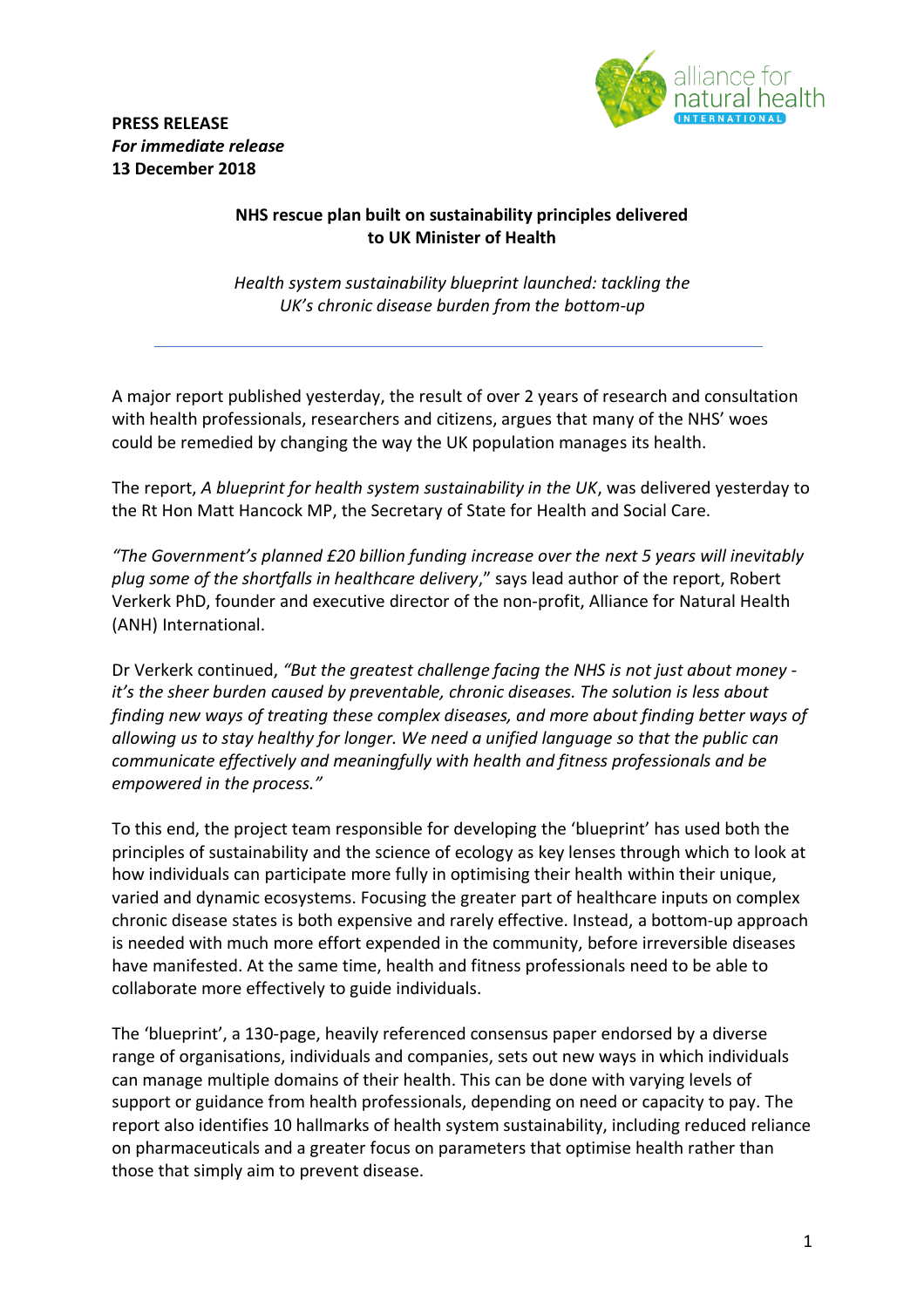**PRESS RELEASE**
***For immediate release***
**13 December 2018**

**NHS rescue plan built on sustainability principles delivered to UK Minister of Health**

*Health system sustainability blueprint launched: tackling the UK's chronic disease burden from the bottom-up*

---

A major report published yesterday, the result of over 2 years of research and consultation with health professionals, researchers and citizens, argues that many of the NHS' woes could be remedied by changing the way the UK population manages its health.

The report, *A blueprint for health system sustainability in the UK*, was delivered yesterday to the Rt Hon Matt Hancock MP, the Secretary of State for Health and Social Care.

*"The Government's planned £20 billion funding increase over the next 5 years will inevitably plug some of the shortfalls in healthcare delivery*," says lead author of the report, Robert Verkerk PhD, founder and executive director of the non-profit, Alliance for Natural Health (ANH) International.

Dr Verkerk continued, *"But the greatest challenge facing the NHS is not just about money - it's the sheer burden caused by preventable, chronic diseases. The solution is less about finding new ways of treating these complex diseases, and more about finding better ways of allowing us to stay healthy for longer. We need a unified language so that the public can communicate effectively and meaningfully with health and fitness professionals and be empowered in the process."*

To this end, the project team responsible for developing the 'blueprint' has used both the principles of sustainability and the science of ecology as key lenses through which to look at how individuals can participate more fully in optimising their health within their unique, varied and dynamic ecosystems. Focusing the greater part of healthcare inputs on complex chronic disease states is both expensive and rarely effective. Instead, a bottom-up approach is needed with much more effort expended in the community, before irreversible diseases have manifested. At the same time, health and fitness professionals need to be able to collaborate more effectively to guide individuals.

The 'blueprint', a 130-page, heavily referenced consensus paper endorsed by a diverse range of organisations, individuals and companies, sets out new ways in which individuals can manage multiple domains of their health. This can be done with varying levels of support or guidance from health professionals, depending on need or capacity to pay. The report also identifies 10 hallmarks of health system sustainability, including reduced reliance on pharmaceuticals and a greater focus on parameters that optimise health rather than those that simply aim to prevent disease.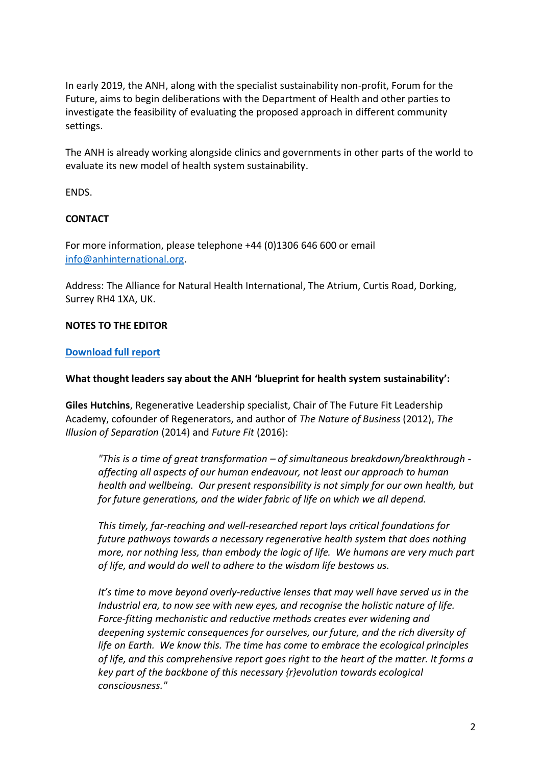In early 2019, the ANH, along with the specialist sustainability non-profit, Forum for the Future, aims to begin deliberations with the Department of Health and other parties to investigate the feasibility of evaluating the proposed approach in different community settings.

The ANH is already working alongside clinics and governments in other parts of the world to evaluate its new model of health system sustainability.

ENDS.

**CONTACT**

For more information, please telephone +44 (0)1306 646 600 or email info@anhinternational.org.

Address: The Alliance for Natural Health International, The Atrium, Curtis Road, Dorking, Surrey RH4 1XA, UK.

**NOTES TO THE EDITOR**

**Download full report**

**What thought leaders say about the ANH 'blueprint for health system sustainability':**

**Giles Hutchins**, Regenerative Leadership specialist, Chair of The Future Fit Leadership Academy, cofounder of Regenerators, and author of *The Nature of Business* (2012), *The Illusion of Separation* (2014) and *Future Fit* (2016):

> *"This is a time of great transformation – of simultaneous breakdown/breakthrough - affecting all aspects of our human endeavour, not least our approach to human health and wellbeing. Our present responsibility is not simply for our own health, but for future generations, and the wider fabric of life on which we all depend.*
>
> *This timely, far-reaching and well-researched report lays critical foundations for future pathways towards a necessary regenerative health system that does nothing more, nor nothing less, than embody the logic of life. We humans are very much part of life, and would do well to adhere to the wisdom life bestows us.*
>
> *It's time to move beyond overly-reductive lenses that may well have served us in the Industrial era, to now see with new eyes, and recognise the holistic nature of life. Force-fitting mechanistic and reductive methods creates ever widening and deepening systemic consequences for ourselves, our future, and the rich diversity of life on Earth. We know this. The time has come to embrace the ecological principles of life, and this comprehensive report goes right to the heart of the matter. It forms a key part of the backbone of this necessary {r}evolution towards ecological consciousness."*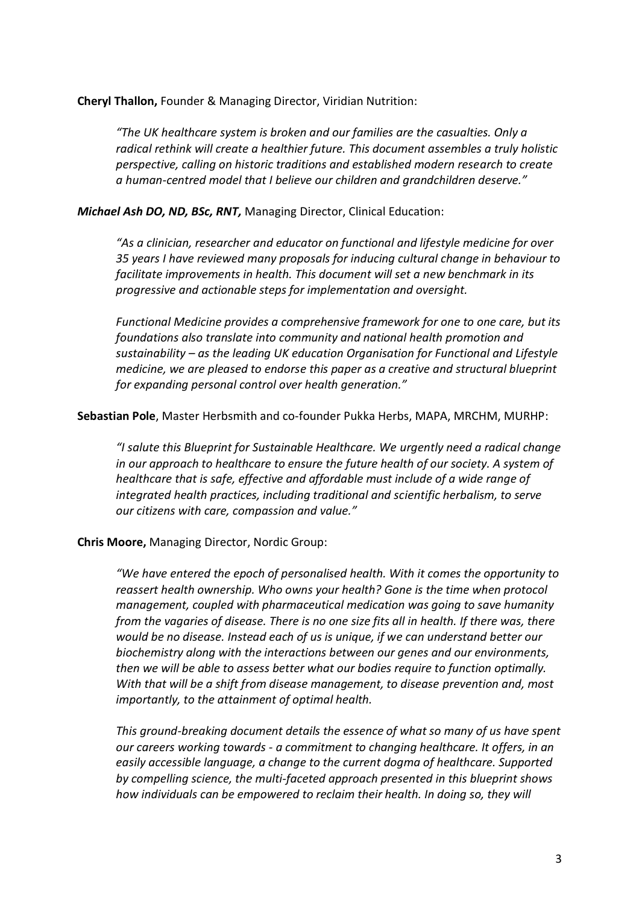**Cheryl Thallon,** Founder & Managing Director, Viridian Nutrition:

> *"The UK healthcare system is broken and our families are the casualties. Only a radical rethink will create a healthier future. This document assembles a truly holistic perspective, calling on historic traditions and established modern research to create a human-centred model that I believe our children and grandchildren deserve."*

***Michael Ash DO, ND, BSc, RNT,*** Managing Director, Clinical Education:

> *"As a clinician, researcher and educator on functional and lifestyle medicine for over 35 years I have reviewed many proposals for inducing cultural change in behaviour to facilitate improvements in health. This document will set a new benchmark in its progressive and actionable steps for implementation and oversight.*
>
> *Functional Medicine provides a comprehensive framework for one to one care, but its foundations also translate into community and national health promotion and sustainability – as the leading UK education Organisation for Functional and Lifestyle medicine, we are pleased to endorse this paper as a creative and structural blueprint for expanding personal control over health generation."*

**Sebastian Pole**, Master Herbsmith and co-founder Pukka Herbs, MAPA, MRCHM, MURHP:

> *"I salute this Blueprint for Sustainable Healthcare. We urgently need a radical change in our approach to healthcare to ensure the future health of our society. A system of healthcare that is safe, effective and affordable must include of a wide range of integrated health practices, including traditional and scientific herbalism, to serve our citizens with care, compassion and value."*

**Chris Moore,** Managing Director, Nordic Group:

> *"We have entered the epoch of personalised health. With it comes the opportunity to reassert health ownership. Who owns your health? Gone is the time when protocol management, coupled with pharmaceutical medication was going to save humanity from the vagaries of disease. There is no one size fits all in health. If there was, there would be no disease. Instead each of us is unique, if we can understand better our biochemistry along with the interactions between our genes and our environments, then we will be able to assess better what our bodies require to function optimally. With that will be a shift from disease management, to disease prevention and, most importantly, to the attainment of optimal health.*
>
> *This ground-breaking document details the essence of what so many of us have spent our careers working towards - a commitment to changing healthcare. It offers, in an easily accessible language, a change to the current dogma of healthcare. Supported by compelling science, the multi-faceted approach presented in this blueprint shows how individuals can be empowered to reclaim their health. In doing so, they will*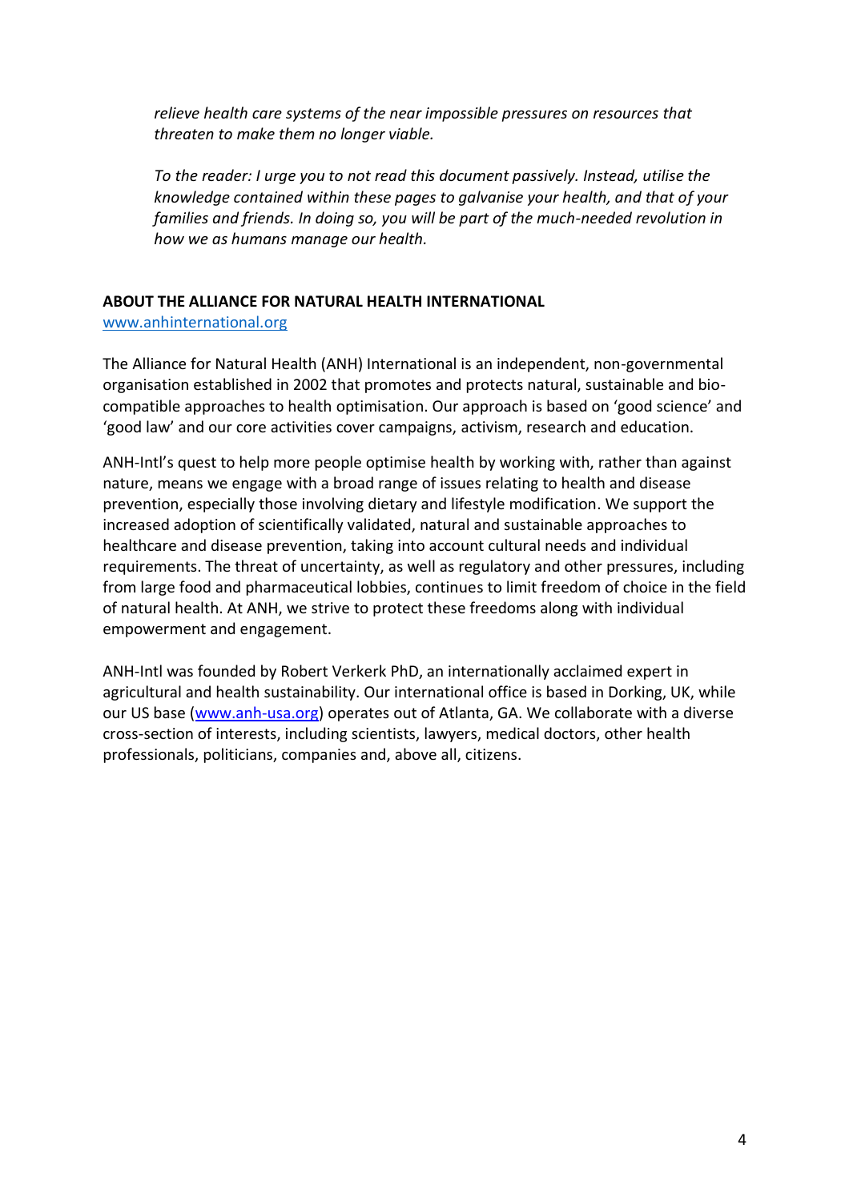*relieve health care systems of the near impossible pressures on resources that threaten to make them no longer viable.*

*To the reader: I urge you to not read this document passively. Instead, utilise the knowledge contained within these pages to galvanise your health, and that of your families and friends. In doing so, you will be part of the much-needed revolution in how we as humans manage our health.*

**ABOUT THE ALLIANCE FOR NATURAL HEALTH INTERNATIONAL**

[www.anhinternational.org](http://www.anhinternational.org)

The Alliance for Natural Health (ANH) International is an independent, non-governmental organisation established in 2002 that promotes and protects natural, sustainable and bio-compatible approaches to health optimisation. Our approach is based on 'good science' and 'good law' and our core activities cover campaigns, activism, research and education.

ANH-Intl's quest to help more people optimise health by working with, rather than against nature, means we engage with a broad range of issues relating to health and disease prevention, especially those involving dietary and lifestyle modification. We support the increased adoption of scientifically validated, natural and sustainable approaches to healthcare and disease prevention, taking into account cultural needs and individual requirements. The threat of uncertainty, as well as regulatory and other pressures, including from large food and pharmaceutical lobbies, continues to limit freedom of choice in the field of natural health. At ANH, we strive to protect these freedoms along with individual empowerment and engagement.

ANH-Intl was founded by Robert Verkerk PhD, an internationally acclaimed expert in agricultural and health sustainability. Our international office is based in Dorking, UK, while our US base ([www.anh-usa.org](http://www.anh-usa.org)) operates out of Atlanta, GA. We collaborate with a diverse cross-section of interests, including scientists, lawyers, medical doctors, other health professionals, politicians, companies and, above all, citizens.